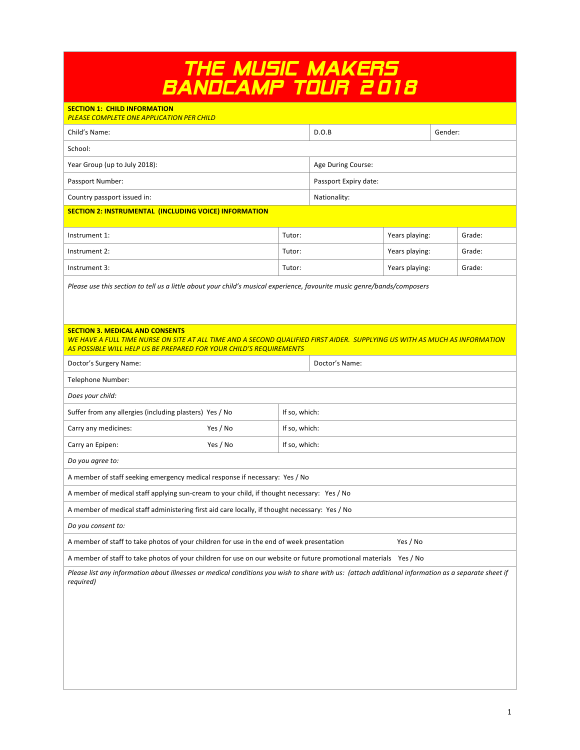# THE MUSIC MAKERS BANDCAMP TOUR 2018

**SECTION 1: CHILD INFORMATION**
*PLEASE COMPLETE ONE APPLICATION PER CHILD*

| | | |
|---|---|---|
| Child's Name: | D.O.B | Gender: |
| School: | | |
| Year Group (up to July 2018): | Age During Course: | |
| Passport Number: | Passport Expiry date: | |
| Country passport issued in: | Nationality: | |

**SECTION 2: INSTRUMENTAL (INCLUDING VOICE) INFORMATION**

| | | | |
|---|---|---|---|
| Instrument 1: | Tutor: | Years playing: | Grade: |
| Instrument 2: | Tutor: | Years playing: | Grade: |
| Instrument 3: | Tutor: | Years playing: | Grade: |

*Please use this section to tell us a little about your child's musical experience, favourite music genre/bands/composers*

**SECTION 3. MEDICAL AND CONSENTS**
*WE HAVE A FULL TIME NURSE ON SITE AT ALL TIME AND A SECOND QUALIFIED FIRST AIDER. SUPPLYING US WITH AS MUCH AS INFORMATION AS POSSIBLE WILL HELP US BE PREPARED FOR YOUR CHILD'S REQUIREMENTS*

| | |
|---|---|
| Doctor's Surgery Name: | Doctor's Name: |
| Telephone Number: | |

*Does your child:*

| | |
|---|---|
| Suffer from any allergies (including plasters) Yes / No | If so, which: |
| Carry any medicines: Yes / No | If so, which: |
| Carry an Epipen: Yes / No | If so, which: |

*Do you agree to:*

A member of staff seeking emergency medical response if necessary: Yes / No

A member of medical staff applying sun-cream to your child, if thought necessary: Yes / No

A member of medical staff administering first aid care locally, if thought necessary: Yes / No

*Do you consent to:*

A member of staff to take photos of your children for use in the end of week presentation Yes / No

A member of staff to take photos of your children for use on our website or future promotional materials Yes / No

*Please list any information about illnesses or medical conditions you wish to share with us: (attach additional information as a separate sheet if required)*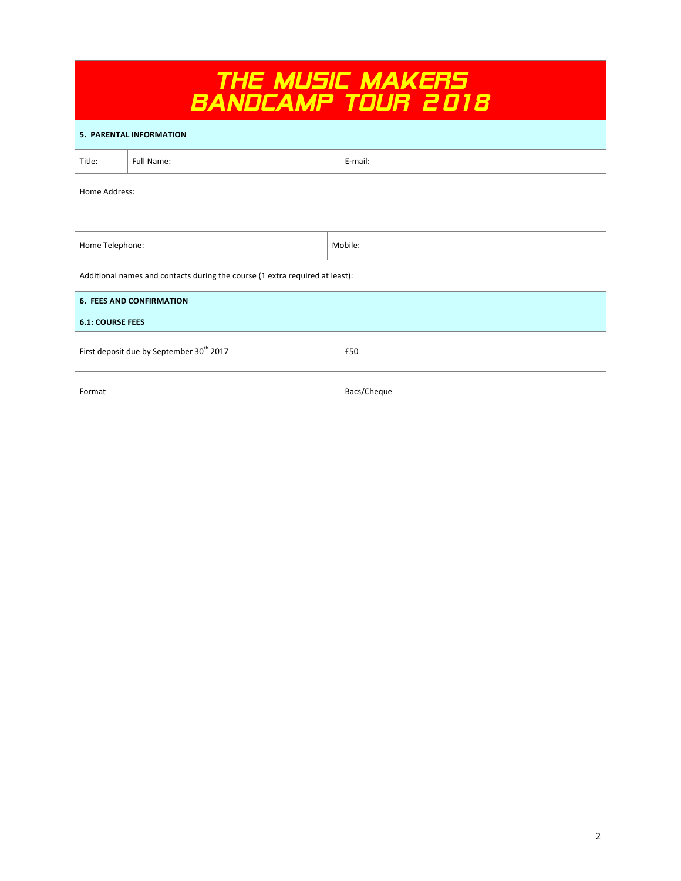# THE MUSIC MAKERS BANDCAMP TOUR 2018

## 5. PARENTAL INFORMATION

| Title: | Full Name: | E-mail: |
|---|---|---|

Home Address:

| Home Telephone: | Mobile: |
|---|---|

Additional names and contacts during the course (1 extra required at least):

## 6. FEES AND CONFIRMATION

### 6.1: COURSE FEES

| | |
|---|---|
| First deposit due by September 30th 2017 | £50 |
| Format | Bacs/Cheque |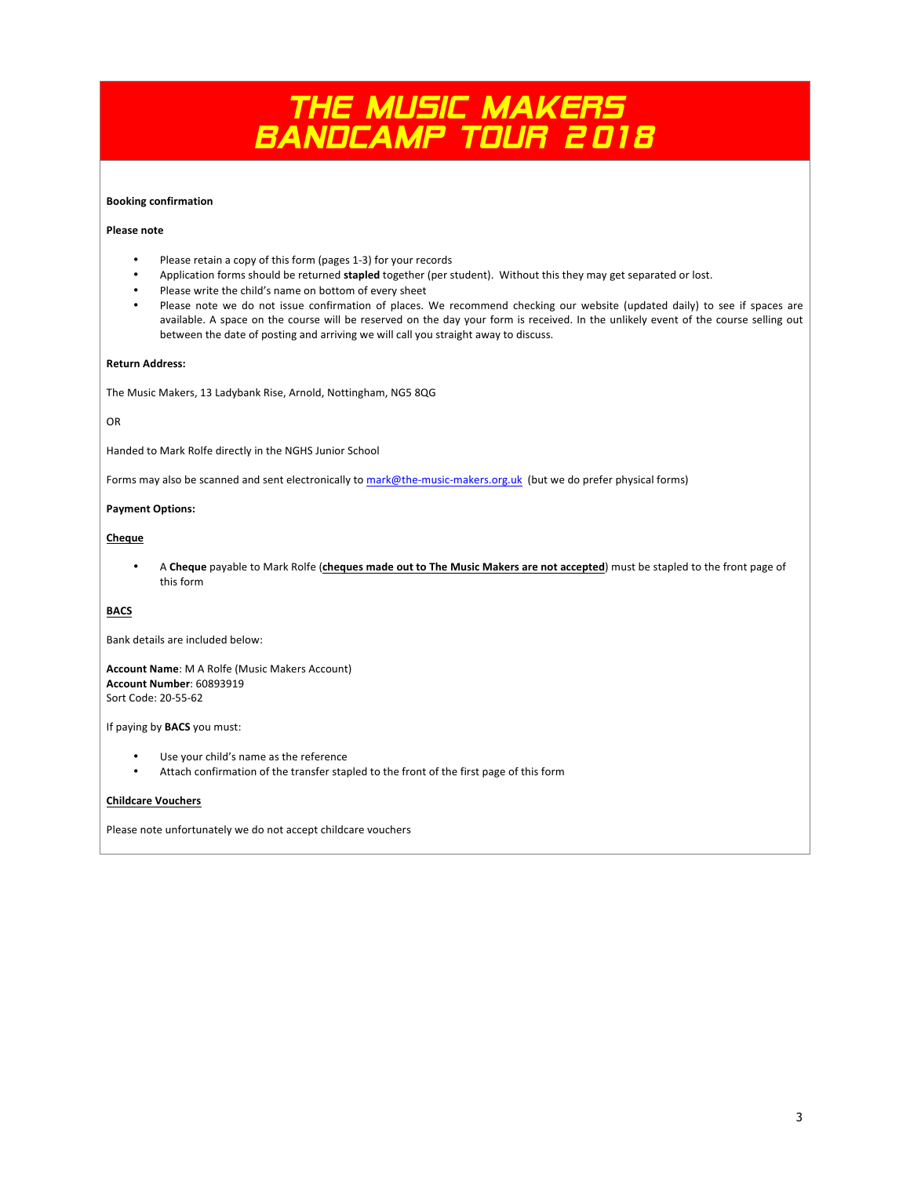# THE MUSIC MAKERS BANDCAMP TOUR 2018

**Booking confirmation**

**Please note**

- Please retain a copy of this form (pages 1-3) for your records
- Application forms should be returned **stapled** together (per student). Without this they may get separated or lost.
- Please write the child's name on bottom of every sheet
- Please note we do not issue confirmation of places. We recommend checking our website (updated daily) to see if spaces are available. A space on the course will be reserved on the day your form is received. In the unlikely event of the course selling out between the date of posting and arriving we will call you straight away to discuss.

**Return Address:**

The Music Makers, 13 Ladybank Rise, Arnold, Nottingham, NG5 8QG

OR

Handed to Mark Rolfe directly in the NGHS Junior School

Forms may also be scanned and sent electronically to mark@the-music-makers.org.uk (but we do prefer physical forms)

**Payment Options:**

**Cheque**

- A **Cheque** payable to Mark Rolfe (**cheques made out to The Music Makers are not accepted**) must be stapled to the front page of this form

**BACS**

Bank details are included below:

**Account Name**: M A Rolfe (Music Makers Account)
**Account Number**: 60893919
Sort Code: 20-55-62

If paying by **BACS** you must:

- Use your child's name as the reference
- Attach confirmation of the transfer stapled to the front of the first page of this form

**Childcare Vouchers**

Please note unfortunately we do not accept childcare vouchers